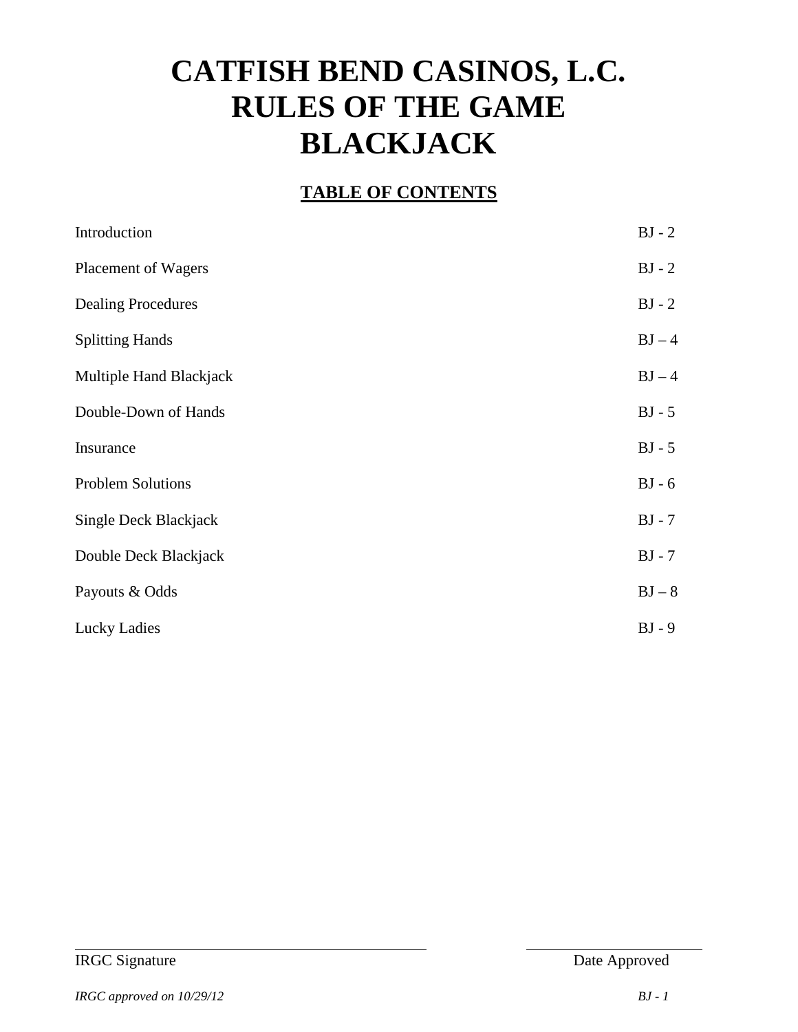# CATFISH BEND CASINOS, L.C.
# RULES OF THE GAME
# BLACKJACK

## TABLE OF CONTENTS

| | |
|---|---|
| Introduction | BJ - 2 |
| Placement of Wagers | BJ - 2 |
| Dealing Procedures | BJ - 2 |
| Splitting Hands | BJ – 4 |
| Multiple Hand Blackjack | BJ – 4 |
| Double-Down of Hands | BJ - 5 |
| Insurance | BJ - 5 |
| Problem Solutions | BJ - 6 |
| Single Deck Blackjack | BJ - 7 |
| Double Deck Blackjack | BJ - 7 |
| Payouts & Odds | BJ – 8 |
| Lucky Ladies | BJ - 9 |

IRGC Signature

Date Approved

*IRGC approved on 10/29/12*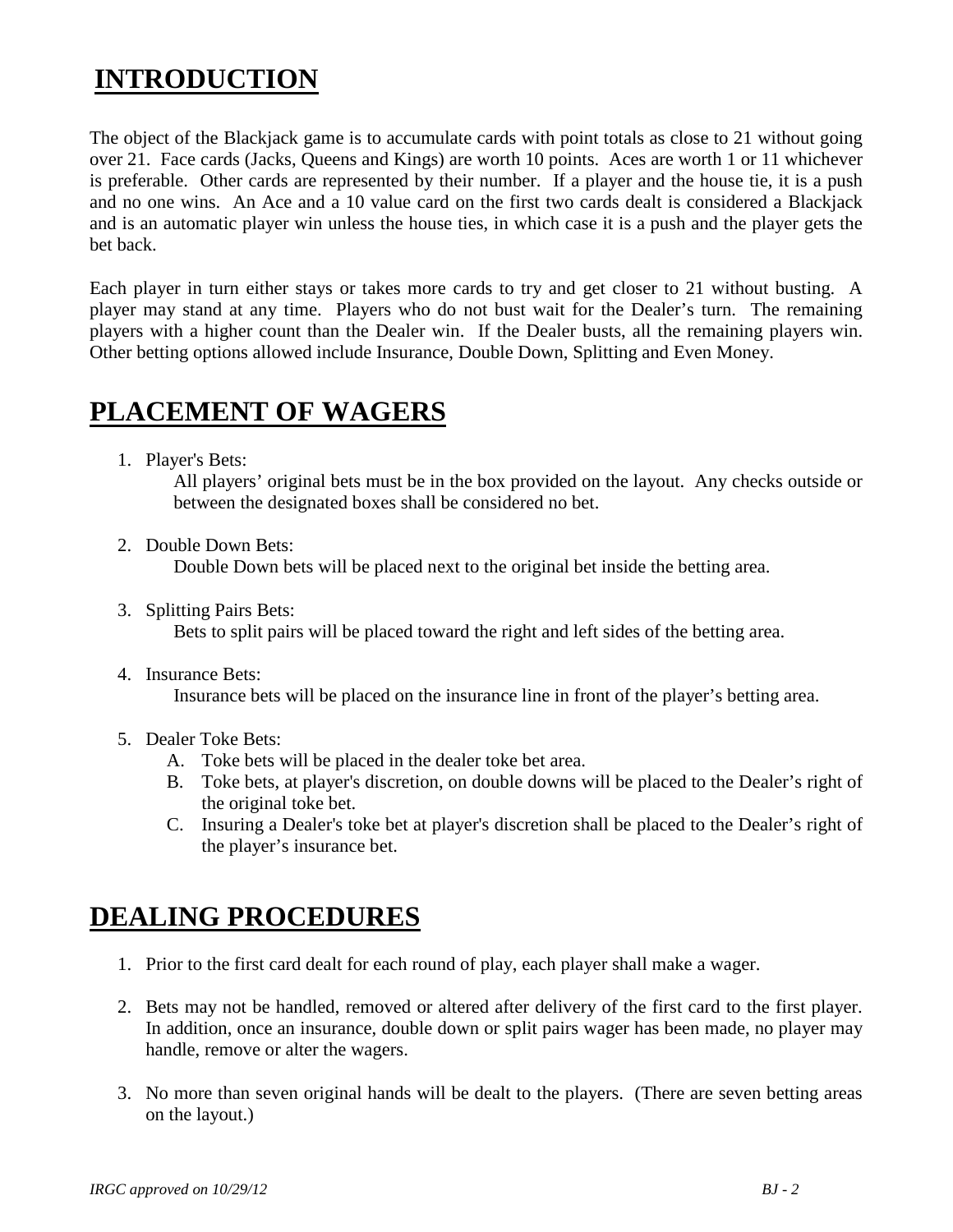## INTRODUCTION

The object of the Blackjack game is to accumulate cards with point totals as close to 21 without going over 21. Face cards (Jacks, Queens and Kings) are worth 10 points. Aces are worth 1 or 11 whichever is preferable. Other cards are represented by their number. If a player and the house tie, it is a push and no one wins. An Ace and a 10 value card on the first two cards dealt is considered a Blackjack and is an automatic player win unless the house ties, in which case it is a push and the player gets the bet back.

Each player in turn either stays or takes more cards to try and get closer to 21 without busting. A player may stand at any time. Players who do not bust wait for the Dealer's turn. The remaining players with a higher count than the Dealer win. If the Dealer busts, all the remaining players win. Other betting options allowed include Insurance, Double Down, Splitting and Even Money.

## PLACEMENT OF WAGERS

1. Player's Bets:
   All players' original bets must be in the box provided on the layout. Any checks outside or between the designated boxes shall be considered no bet.

2. Double Down Bets:
   Double Down bets will be placed next to the original bet inside the betting area.

3. Splitting Pairs Bets:
   Bets to split pairs will be placed toward the right and left sides of the betting area.

4. Insurance Bets:
   Insurance bets will be placed on the insurance line in front of the player's betting area.

5. Dealer Toke Bets:
   A. Toke bets will be placed in the dealer toke bet area.
   B. Toke bets, at player's discretion, on double downs will be placed to the Dealer's right of the original toke bet.
   C. Insuring a Dealer's toke bet at player's discretion shall be placed to the Dealer's right of the player's insurance bet.

## DEALING PROCEDURES

1. Prior to the first card dealt for each round of play, each player shall make a wager.

2. Bets may not be handled, removed or altered after delivery of the first card to the first player. In addition, once an insurance, double down or split pairs wager has been made, no player may handle, remove or alter the wagers.

3. No more than seven original hands will be dealt to the players. (There are seven betting areas on the layout.)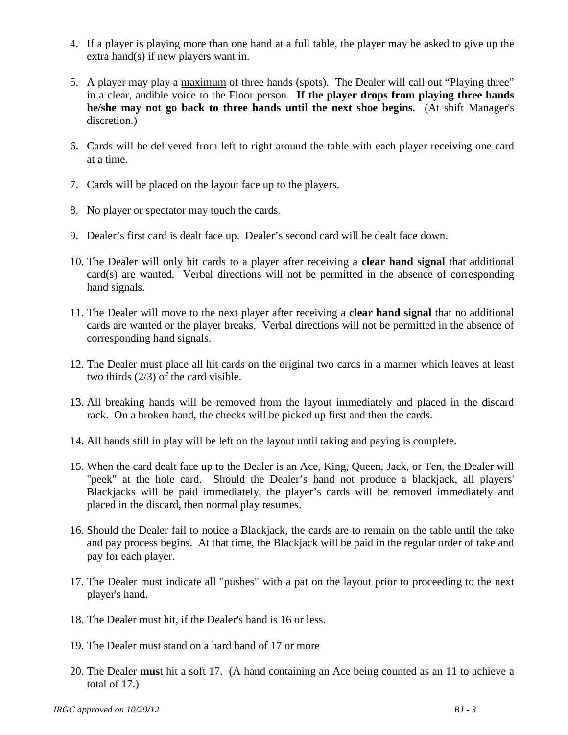4. If a player is playing more than one hand at a full table, the player may be asked to give up the extra hand(s) if new players want in.

5. A player may play a <u>maximum</u> of three hands (spots). The Dealer will call out "Playing three" in a clear, audible voice to the Floor person. **If the player drops from playing three hands he/she may not go back to three hands until the next shoe begins**. (At shift Manager's discretion.)

6. Cards will be delivered from left to right around the table with each player receiving one card at a time.

7. Cards will be placed on the layout face up to the players.

8. No player or spectator may touch the cards.

9. Dealer's first card is dealt face up. Dealer's second card will be dealt face down.

10. The Dealer will only hit cards to a player after receiving a **clear hand signal** that additional card(s) are wanted. Verbal directions will not be permitted in the absence of corresponding hand signals.

11. The Dealer will move to the next player after receiving a **clear hand signal** that no additional cards are wanted or the player breaks. Verbal directions will not be permitted in the absence of corresponding hand signals.

12. The Dealer must place all hit cards on the original two cards in a manner which leaves at least two thirds (2/3) of the card visible.

13. All breaking hands will be removed from the layout immediately and placed in the discard rack. On a broken hand, the <u>checks will be picked up first</u> and then the cards.

14. All hands still in play will be left on the layout until taking and paying is complete.

15. When the card dealt face up to the Dealer is an Ace, King, Queen, Jack, or Ten, the Dealer will "peek" at the hole card. Should the Dealer's hand not produce a blackjack, all players' Blackjacks will be paid immediately, the player's cards will be removed immediately and placed in the discard, then normal play resumes.

16. Should the Dealer fail to notice a Blackjack, the cards are to remain on the table until the take and pay process begins. At that time, the Blackjack will be paid in the regular order of take and pay for each player.

17. The Dealer must indicate all "pushes" with a pat on the layout prior to proceeding to the next player's hand.

18. The Dealer must hit, if the Dealer's hand is 16 or less.

19. The Dealer must stand on a hard hand of 17 or more

20. The Dealer **mus**t hit a soft 17. (A hand containing an Ace being counted as an 11 to achieve a total of 17.)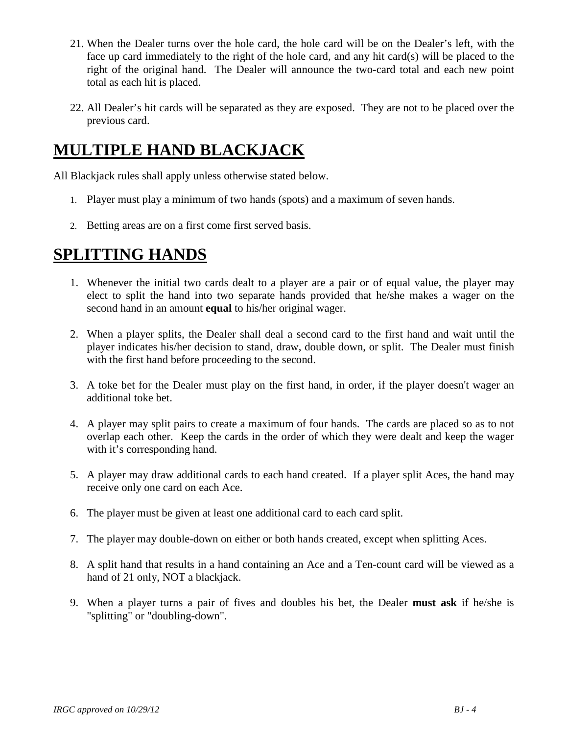21. When the Dealer turns over the hole card, the hole card will be on the Dealer's left, with the face up card immediately to the right of the hole card, and any hit card(s) will be placed to the right of the original hand. The Dealer will announce the two-card total and each new point total as each hit is placed.

22. All Dealer's hit cards will be separated as they are exposed. They are not to be placed over the previous card.

# MULTIPLE HAND BLACKJACK

All Blackjack rules shall apply unless otherwise stated below.

1. Player must play a minimum of two hands (spots) and a maximum of seven hands.

2. Betting areas are on a first come first served basis.

# SPLITTING HANDS

1. Whenever the initial two cards dealt to a player are a pair or of equal value, the player may elect to split the hand into two separate hands provided that he/she makes a wager on the second hand in an amount **equal** to his/her original wager.

2. When a player splits, the Dealer shall deal a second card to the first hand and wait until the player indicates his/her decision to stand, draw, double down, or split. The Dealer must finish with the first hand before proceeding to the second.

3. A toke bet for the Dealer must play on the first hand, in order, if the player doesn't wager an additional toke bet.

4. A player may split pairs to create a maximum of four hands. The cards are placed so as to not overlap each other. Keep the cards in the order of which they were dealt and keep the wager with it's corresponding hand.

5. A player may draw additional cards to each hand created. If a player split Aces, the hand may receive only one card on each Ace.

6. The player must be given at least one additional card to each card split.

7. The player may double-down on either or both hands created, except when splitting Aces.

8. A split hand that results in a hand containing an Ace and a Ten-count card will be viewed as a hand of 21 only, NOT a blackjack.

9. When a player turns a pair of fives and doubles his bet, the Dealer **must ask** if he/she is "splitting" or "doubling-down".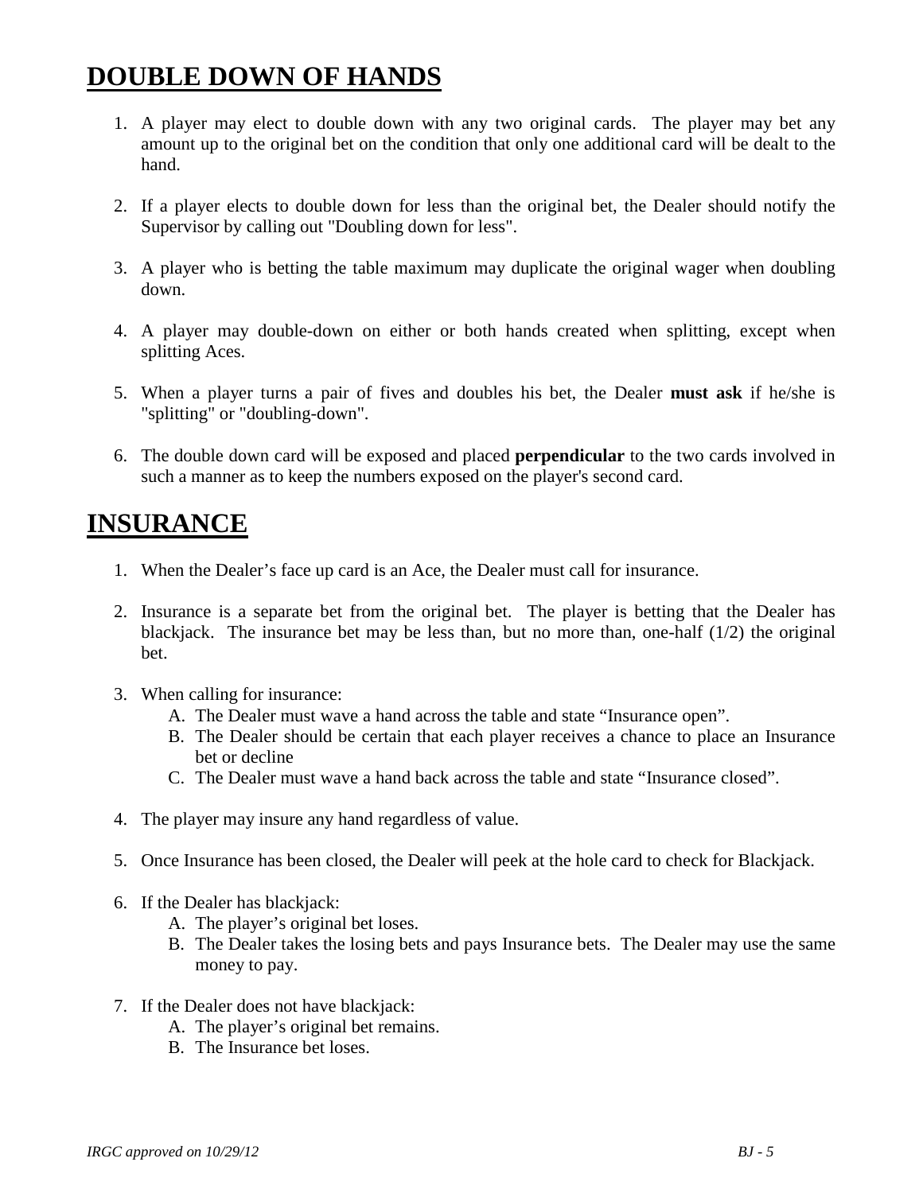# DOUBLE DOWN OF HANDS

1. A player may elect to double down with any two original cards. The player may bet any amount up to the original bet on the condition that only one additional card will be dealt to the hand.

2. If a player elects to double down for less than the original bet, the Dealer should notify the Supervisor by calling out "Doubling down for less".

3. A player who is betting the table maximum may duplicate the original wager when doubling down.

4. A player may double-down on either or both hands created when splitting, except when splitting Aces.

5. When a player turns a pair of fives and doubles his bet, the Dealer **must ask** if he/she is "splitting" or "doubling-down".

6. The double down card will be exposed and placed **perpendicular** to the two cards involved in such a manner as to keep the numbers exposed on the player's second card.

# INSURANCE

1. When the Dealer's face up card is an Ace, the Dealer must call for insurance.

2. Insurance is a separate bet from the original bet. The player is betting that the Dealer has blackjack. The insurance bet may be less than, but no more than, one-half (1/2) the original bet.

3. When calling for insurance:
   A. The Dealer must wave a hand across the table and state "Insurance open".
   B. The Dealer should be certain that each player receives a chance to place an Insurance bet or decline
   C. The Dealer must wave a hand back across the table and state "Insurance closed".

4. The player may insure any hand regardless of value.

5. Once Insurance has been closed, the Dealer will peek at the hole card to check for Blackjack.

6. If the Dealer has blackjack:
   A. The player's original bet loses.
   B. The Dealer takes the losing bets and pays Insurance bets. The Dealer may use the same money to pay.

7. If the Dealer does not have blackjack:
   A. The player's original bet remains.
   B. The Insurance bet loses.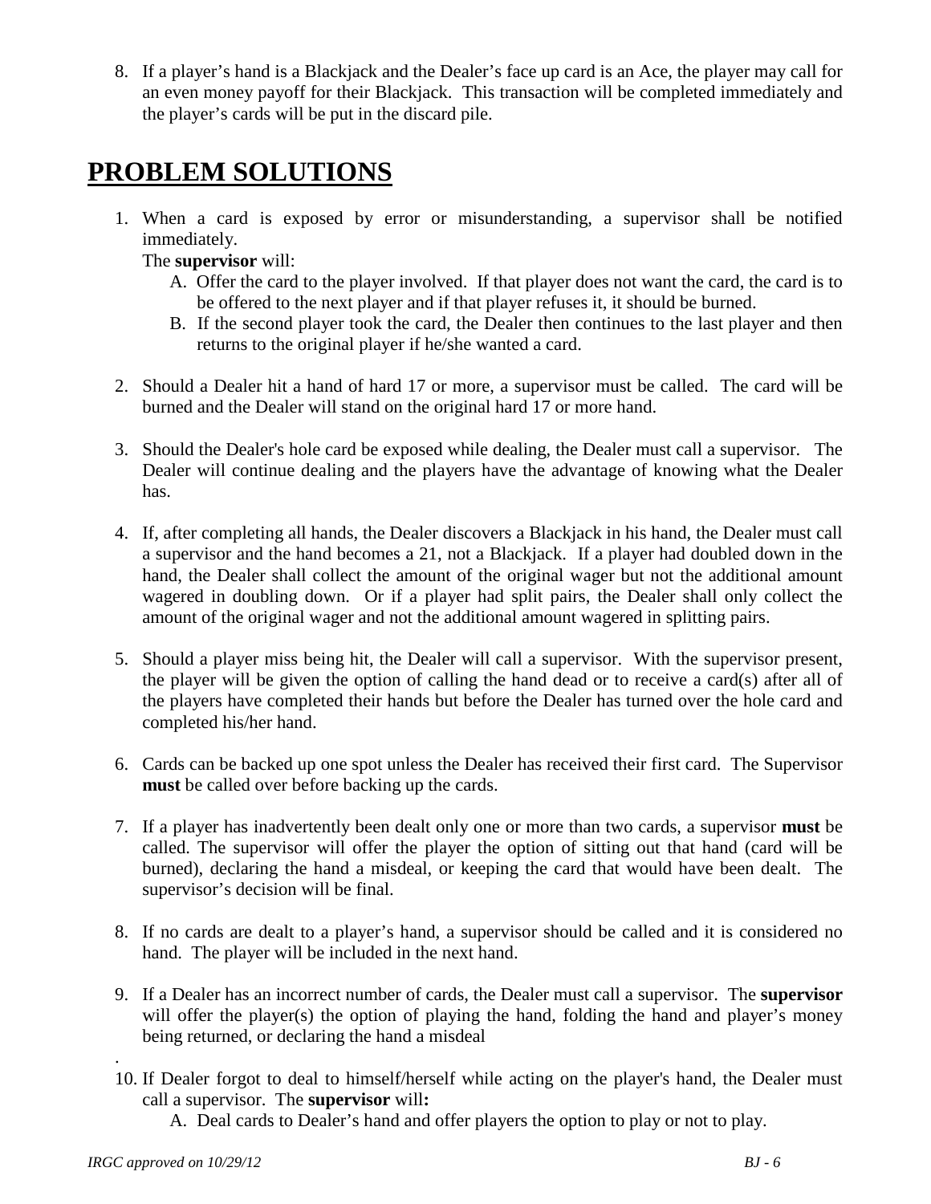8. If a player's hand is a Blackjack and the Dealer's face up card is an Ace, the player may call for an even money payoff for their Blackjack. This transaction will be completed immediately and the player's cards will be put in the discard pile.

# PROBLEM SOLUTIONS

1. When a card is exposed by error or misunderstanding, a supervisor shall be notified immediately.
   The **supervisor** will:
   A. Offer the card to the player involved. If that player does not want the card, the card is to be offered to the next player and if that player refuses it, it should be burned.
   B. If the second player took the card, the Dealer then continues to the last player and then returns to the original player if he/she wanted a card.

2. Should a Dealer hit a hand of hard 17 or more, a supervisor must be called. The card will be burned and the Dealer will stand on the original hard 17 or more hand.

3. Should the Dealer's hole card be exposed while dealing, the Dealer must call a supervisor. The Dealer will continue dealing and the players have the advantage of knowing what the Dealer has.

4. If, after completing all hands, the Dealer discovers a Blackjack in his hand, the Dealer must call a supervisor and the hand becomes a 21, not a Blackjack. If a player had doubled down in the hand, the Dealer shall collect the amount of the original wager but not the additional amount wagered in doubling down. Or if a player had split pairs, the Dealer shall only collect the amount of the original wager and not the additional amount wagered in splitting pairs.

5. Should a player miss being hit, the Dealer will call a supervisor. With the supervisor present, the player will be given the option of calling the hand dead or to receive a card(s) after all of the players have completed their hands but before the Dealer has turned over the hole card and completed his/her hand.

6. Cards can be backed up one spot unless the Dealer has received their first card. The Supervisor **must** be called over before backing up the cards.

7. If a player has inadvertently been dealt only one or more than two cards, a supervisor **must** be called. The supervisor will offer the player the option of sitting out that hand (card will be burned), declaring the hand a misdeal, or keeping the card that would have been dealt. The supervisor's decision will be final.

8. If no cards are dealt to a player's hand, a supervisor should be called and it is considered no hand. The player will be included in the next hand.

9. If a Dealer has an incorrect number of cards, the Dealer must call a supervisor. The **supervisor** will offer the player(s) the option of playing the hand, folding the hand and player's money being returned, or declaring the hand a misdeal

.

10. If Dealer forgot to deal to himself/herself while acting on the player's hand, the Dealer must call a supervisor. The **supervisor** will**:**
    A. Deal cards to Dealer's hand and offer players the option to play or not to play.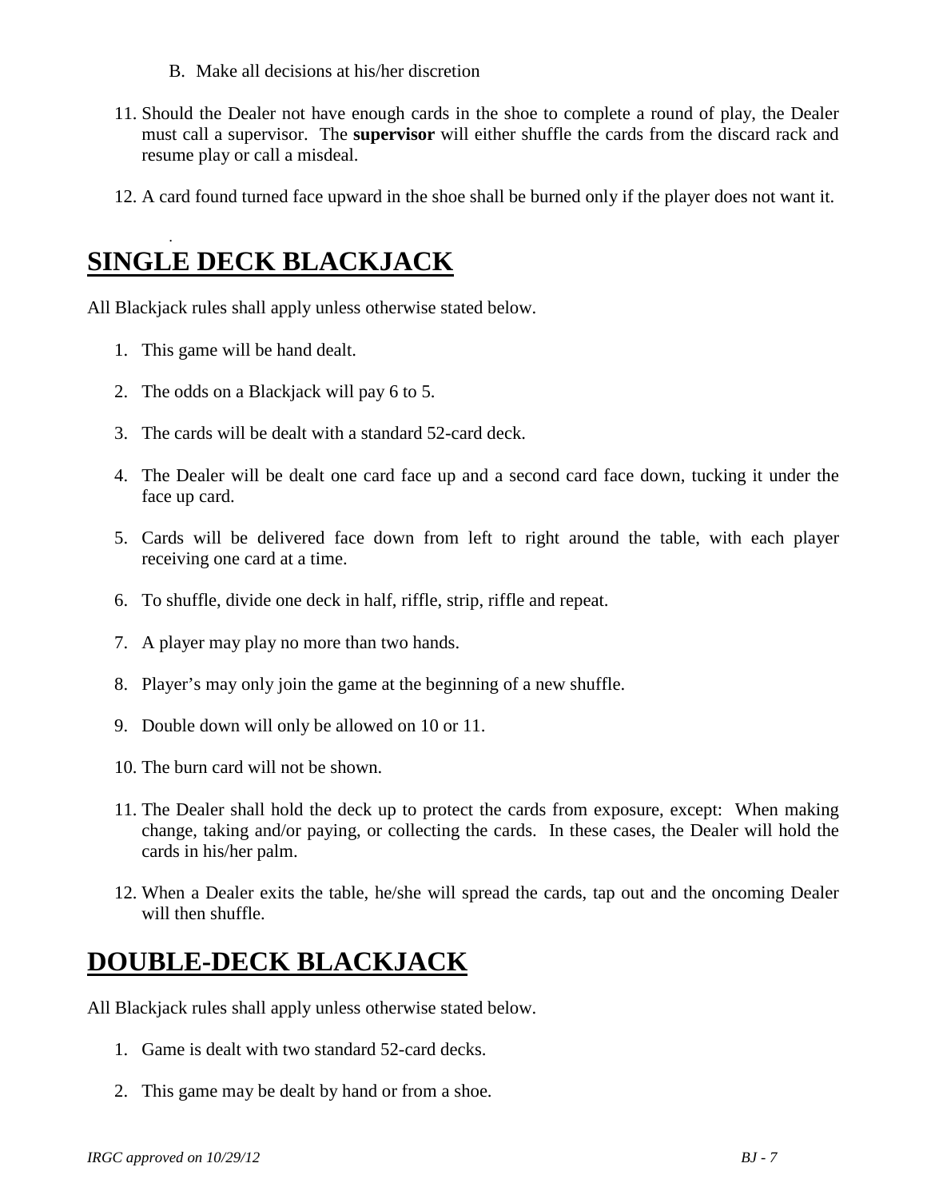B. Make all decisions at his/her discretion

11. Should the Dealer not have enough cards in the shoe to complete a round of play, the Dealer must call a supervisor. The **supervisor** will either shuffle the cards from the discard rack and resume play or call a misdeal.

12. A card found turned face upward in the shoe shall be burned only if the player does not want it.

# SINGLE DECK BLACKJACK

All Blackjack rules shall apply unless otherwise stated below.

1. This game will be hand dealt.
2. The odds on a Blackjack will pay 6 to 5.
3. The cards will be dealt with a standard 52-card deck.
4. The Dealer will be dealt one card face up and a second card face down, tucking it under the face up card.
5. Cards will be delivered face down from left to right around the table, with each player receiving one card at a time.
6. To shuffle, divide one deck in half, riffle, strip, riffle and repeat.
7. A player may play no more than two hands.
8. Player's may only join the game at the beginning of a new shuffle.
9. Double down will only be allowed on 10 or 11.
10. The burn card will not be shown.
11. The Dealer shall hold the deck up to protect the cards from exposure, except: When making change, taking and/or paying, or collecting the cards. In these cases, the Dealer will hold the cards in his/her palm.
12. When a Dealer exits the table, he/she will spread the cards, tap out and the oncoming Dealer will then shuffle.

# DOUBLE-DECK BLACKJACK

All Blackjack rules shall apply unless otherwise stated below.

1. Game is dealt with two standard 52-card decks.
2. This game may be dealt by hand or from a shoe.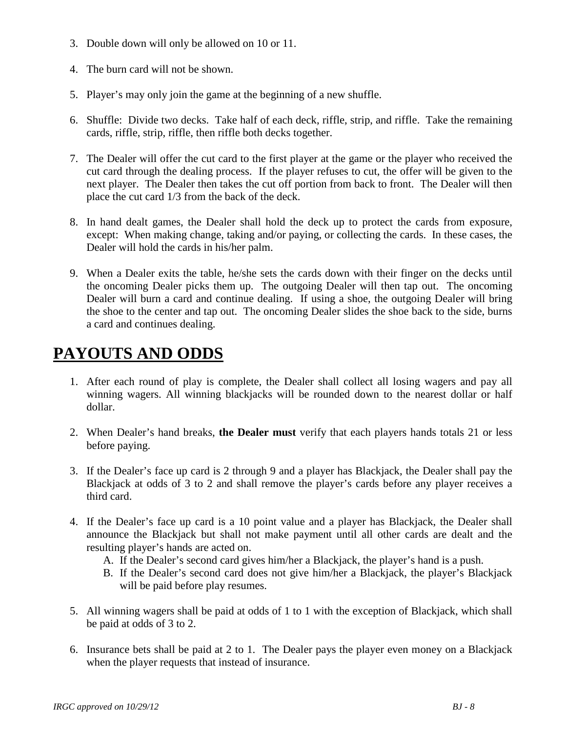3. Double down will only be allowed on 10 or 11.

4. The burn card will not be shown.

5. Player's may only join the game at the beginning of a new shuffle.

6. Shuffle: Divide two decks. Take half of each deck, riffle, strip, and riffle. Take the remaining cards, riffle, strip, riffle, then riffle both decks together.

7. The Dealer will offer the cut card to the first player at the game or the player who received the cut card through the dealing process. If the player refuses to cut, the offer will be given to the next player. The Dealer then takes the cut off portion from back to front. The Dealer will then place the cut card 1/3 from the back of the deck.

8. In hand dealt games, the Dealer shall hold the deck up to protect the cards from exposure, except: When making change, taking and/or paying, or collecting the cards. In these cases, the Dealer will hold the cards in his/her palm.

9. When a Dealer exits the table, he/she sets the cards down with their finger on the decks until the oncoming Dealer picks them up. The outgoing Dealer will then tap out. The oncoming Dealer will burn a card and continue dealing. If using a shoe, the outgoing Dealer will bring the shoe to the center and tap out. The oncoming Dealer slides the shoe back to the side, burns a card and continues dealing.

# PAYOUTS AND ODDS

1. After each round of play is complete, the Dealer shall collect all losing wagers and pay all winning wagers. All winning blackjacks will be rounded down to the nearest dollar or half dollar.

2. When Dealer's hand breaks, **the Dealer must** verify that each players hands totals 21 or less before paying.

3. If the Dealer's face up card is 2 through 9 and a player has Blackjack, the Dealer shall pay the Blackjack at odds of 3 to 2 and shall remove the player's cards before any player receives a third card.

4. If the Dealer's face up card is a 10 point value and a player has Blackjack, the Dealer shall announce the Blackjack but shall not make payment until all other cards are dealt and the resulting player's hands are acted on.
   A. If the Dealer's second card gives him/her a Blackjack, the player's hand is a push.
   B. If the Dealer's second card does not give him/her a Blackjack, the player's Blackjack will be paid before play resumes.

5. All winning wagers shall be paid at odds of 1 to 1 with the exception of Blackjack, which shall be paid at odds of 3 to 2.

6. Insurance bets shall be paid at 2 to 1. The Dealer pays the player even money on a Blackjack when the player requests that instead of insurance.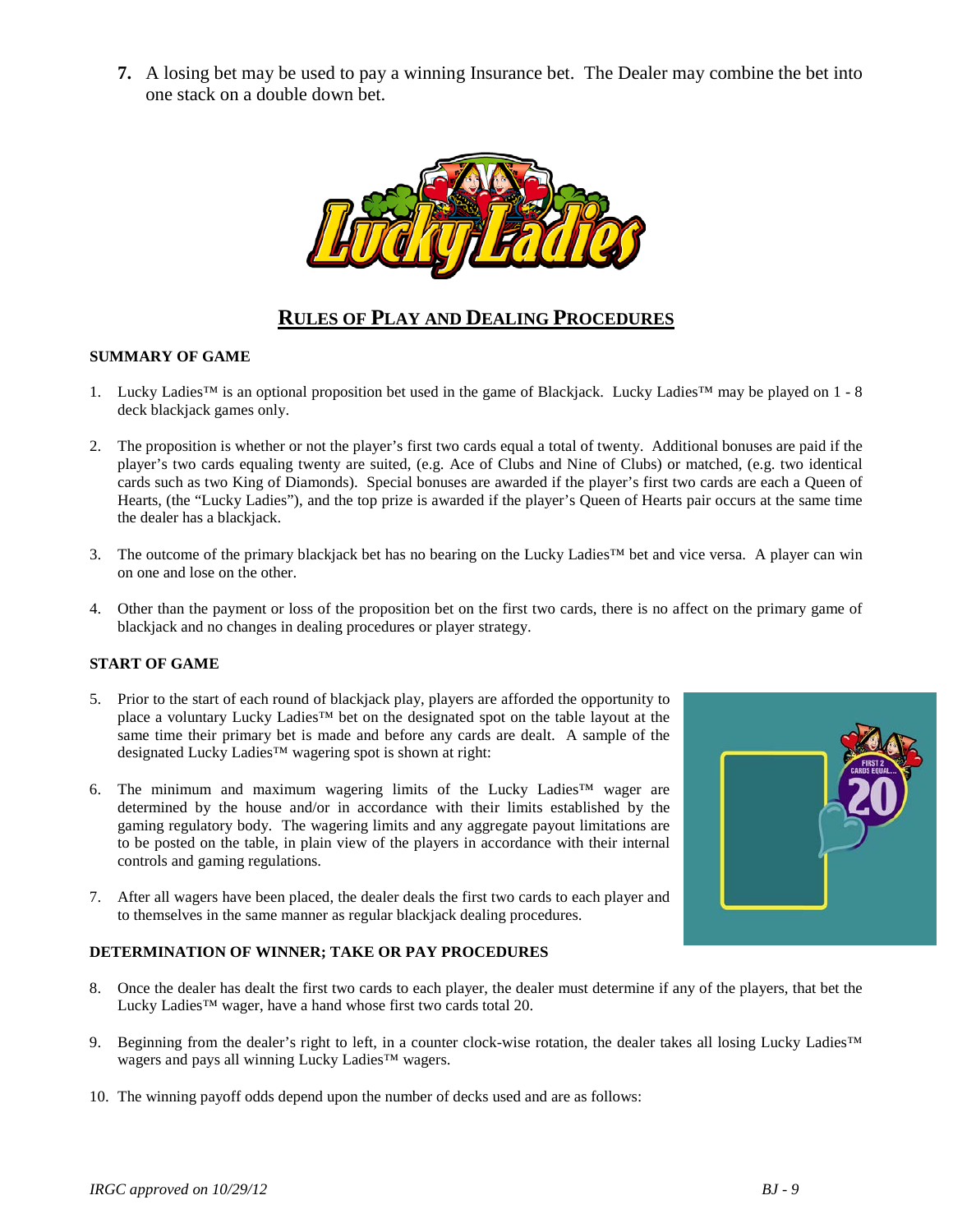**7.** A losing bet may be used to pay a winning Insurance bet. The Dealer may combine the bet into one stack on a double down bet.

## RULES OF PLAY AND DEALING PROCEDURES

### SUMMARY OF GAME

1. Lucky Ladies™ is an optional proposition bet used in the game of Blackjack. Lucky Ladies™ may be played on 1 - 8 deck blackjack games only.

2. The proposition is whether or not the player's first two cards equal a total of twenty. Additional bonuses are paid if the player's two cards equaling twenty are suited, (e.g. Ace of Clubs and Nine of Clubs) or matched, (e.g. two identical cards such as two King of Diamonds). Special bonuses are awarded if the player's first two cards are each a Queen of Hearts, (the "Lucky Ladies"), and the top prize is awarded if the player's Queen of Hearts pair occurs at the same time the dealer has a blackjack.

3. The outcome of the primary blackjack bet has no bearing on the Lucky Ladies™ bet and vice versa. A player can win on one and lose on the other.

4. Other than the payment or loss of the proposition bet on the first two cards, there is no affect on the primary game of blackjack and no changes in dealing procedures or player strategy.

### START OF GAME

5. Prior to the start of each round of blackjack play, players are afforded the opportunity to place a voluntary Lucky Ladies™ bet on the designated spot on the table layout at the same time their primary bet is made and before any cards are dealt. A sample of the designated Lucky Ladies™ wagering spot is shown at right:

6. The minimum and maximum wagering limits of the Lucky Ladies™ wager are determined by the house and/or in accordance with their limits established by the gaming regulatory body. The wagering limits and any aggregate payout limitations are to be posted on the table, in plain view of the players in accordance with their internal controls and gaming regulations.

7. After all wagers have been placed, the dealer deals the first two cards to each player and to themselves in the same manner as regular blackjack dealing procedures.

### DETERMINATION OF WINNER; TAKE OR PAY PROCEDURES

8. Once the dealer has dealt the first two cards to each player, the dealer must determine if any of the players, that bet the Lucky Ladies™ wager, have a hand whose first two cards total 20.

9. Beginning from the dealer's right to left, in a counter clock-wise rotation, the dealer takes all losing Lucky Ladies™ wagers and pays all winning Lucky Ladies™ wagers.

10. The winning payoff odds depend upon the number of decks used and are as follows: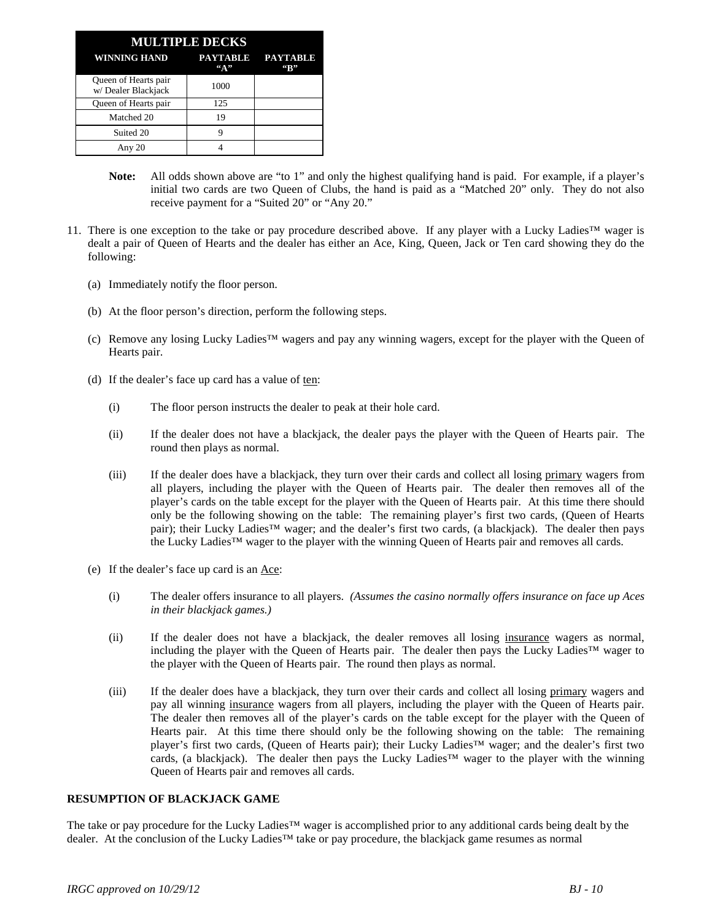| MULTIPLE DECKS | | |
|---|---|---|
| **WINNING HAND** | **PAYTABLE "A"** | **PAYTABLE "B"** |
| Queen of Hearts pair w/ Dealer Blackjack | 1000 | |
| Queen of Hearts pair | 125 | |
| Matched 20 | 19 | |
| Suited 20 | 9 | |
| Any 20 | 4 | |

**Note:** All odds shown above are "to 1" and only the highest qualifying hand is paid. For example, if a player's initial two cards are two Queen of Clubs, the hand is paid as a "Matched 20" only. They do not also receive payment for a "Suited 20" or "Any 20."

11. There is one exception to the take or pay procedure described above. If any player with a Lucky Ladies™ wager is dealt a pair of Queen of Hearts and the dealer has either an Ace, King, Queen, Jack or Ten card showing they do the following:

    (a) Immediately notify the floor person.

    (b) At the floor person's direction, perform the following steps.

    (c) Remove any losing Lucky Ladies™ wagers and pay any winning wagers, except for the player with the Queen of Hearts pair.

    (d) If the dealer's face up card has a value of ten:

    (i) The floor person instructs the dealer to peak at their hole card.

    (ii) If the dealer does not have a blackjack, the dealer pays the player with the Queen of Hearts pair. The round then plays as normal.

    (iii) If the dealer does have a blackjack, they turn over their cards and collect all losing primary wagers from all players, including the player with the Queen of Hearts pair. The dealer then removes all of the player's cards on the table except for the player with the Queen of Hearts pair. At this time there should only be the following showing on the table: The remaining player's first two cards, (Queen of Hearts pair); their Lucky Ladies™ wager; and the dealer's first two cards, (a blackjack). The dealer then pays the Lucky Ladies™ wager to the player with the winning Queen of Hearts pair and removes all cards.

    (e) If the dealer's face up card is an Ace:

    (i) The dealer offers insurance to all players. *(Assumes the casino normally offers insurance on face up Aces in their blackjack games.)*

    (ii) If the dealer does not have a blackjack, the dealer removes all losing insurance wagers as normal, including the player with the Queen of Hearts pair. The dealer then pays the Lucky Ladies™ wager to the player with the Queen of Hearts pair. The round then plays as normal.

    (iii) If the dealer does have a blackjack, they turn over their cards and collect all losing primary wagers and pay all winning insurance wagers from all players, including the player with the Queen of Hearts pair. The dealer then removes all of the player's cards on the table except for the player with the Queen of Hearts pair. At this time there should only be the following showing on the table: The remaining player's first two cards, (Queen of Hearts pair); their Lucky Ladies™ wager; and the dealer's first two cards, (a blackjack). The dealer then pays the Lucky Ladies™ wager to the player with the winning Queen of Hearts pair and removes all cards.

### RESUMPTION OF BLACKJACK GAME

The take or pay procedure for the Lucky Ladies™ wager is accomplished prior to any additional cards being dealt by the dealer. At the conclusion of the Lucky Ladies™ take or pay procedure, the blackjack game resumes as normal